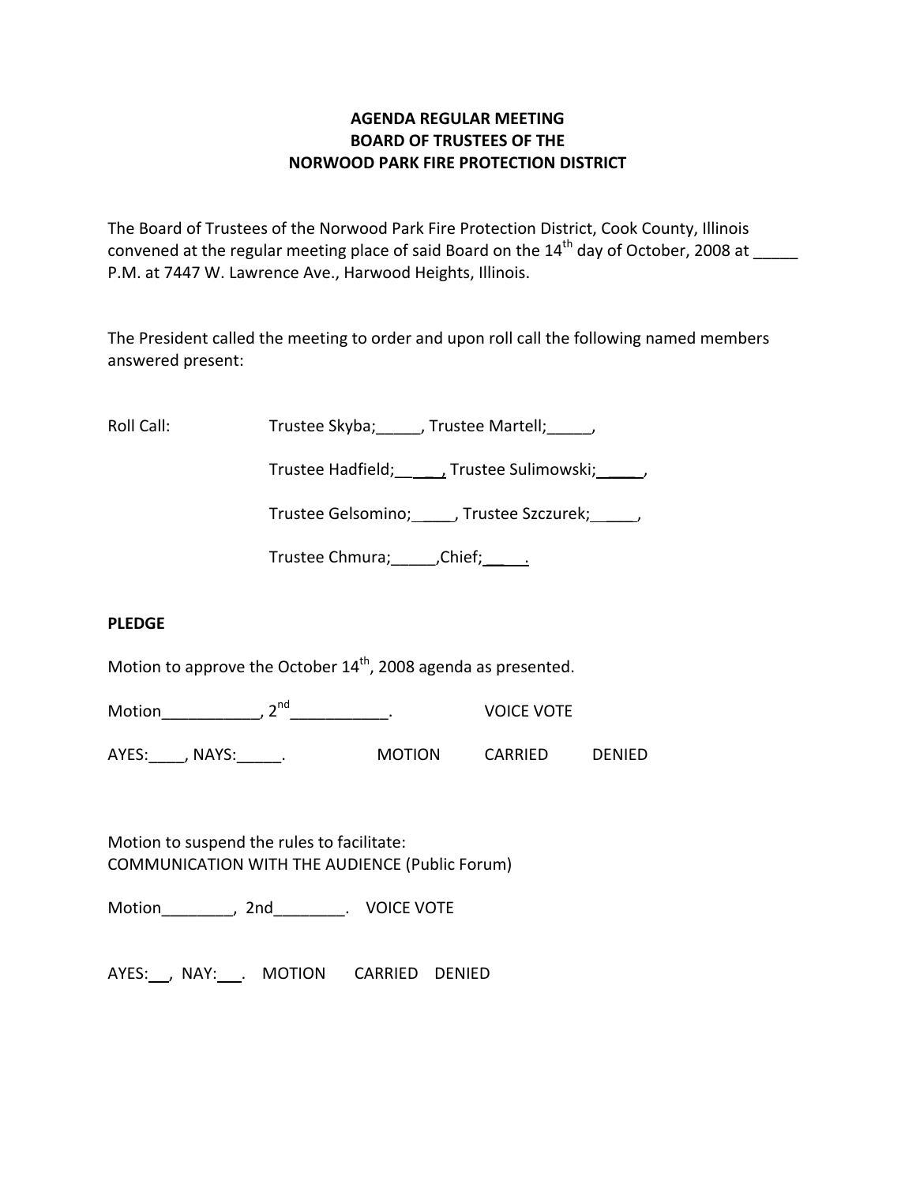**AGENDA REGULAR MEETING**
**BOARD OF TRUSTEES OF THE**
**NORWOOD PARK FIRE PROTECTION DISTRICT**

The Board of Trustees of the Norwood Park Fire Protection District, Cook County, Illinois convened at the regular meeting place of said Board on the 14th day of October, 2008 at _____ P.M. at 7447 W. Lawrence Ave., Harwood Heights, Illinois.

The President called the meeting to order and upon roll call the following named members answered present:

Roll Call: Trustee Skyba;_____, Trustee Martell;_____,

Trustee Hadfield;_____, Trustee Sulimowski;_____,

Trustee Gelsomino;____, Trustee Szczurek;_____,

Trustee Chmura;_____,Chief;_____.

**PLEDGE**

Motion to approve the October 14th, 2008 agenda as presented.

Motion___________, 2nd___________. VOICE VOTE

AYES:____, NAYS:_____. MOTION CARRIED DENIED

Motion to suspend the rules to facilitate:
COMMUNICATION WITH THE AUDIENCE (Public Forum)

Motion________, 2nd________. VOICE VOTE

AYES:___, NAY:___. MOTION CARRIED DENIED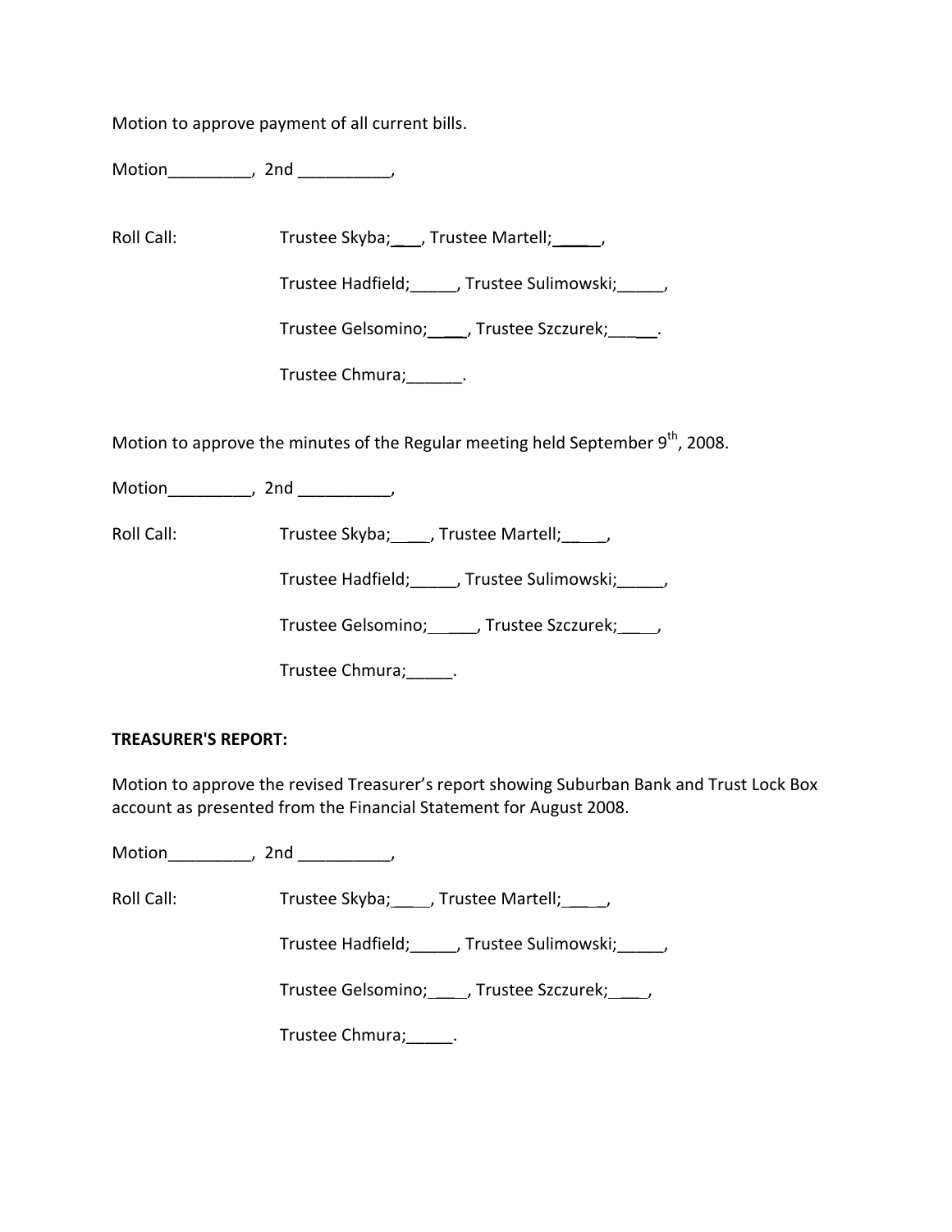Motion to approve payment of all current bills.

Motion_________, 2nd __________,

Roll Call: Trustee Skyba;___, Trustee Martell;_____,

Trustee Hadfield;_____, Trustee Sulimowski;_____,

Trustee Gelsomino;____, Trustee Szczurek;_____.

Trustee Chmura;______.

Motion to approve the minutes of the Regular meeting held September 9th, 2008.

Motion_________, 2nd __________,

Roll Call: Trustee Skyba;____, Trustee Martell;_____,

Trustee Hadfield;_____, Trustee Sulimowski;_____,

Trustee Gelsomino;_____, Trustee Szczurek;____,

Trustee Chmura;_____.

**TREASURER'S REPORT:**

Motion to approve the revised Treasurer's report showing Suburban Bank and Trust Lock Box account as presented from the Financial Statement for August 2008.

Motion_________, 2nd __________,

Roll Call: Trustee Skyba;____, Trustee Martell;_____,

Trustee Hadfield;_____, Trustee Sulimowski;_____,

Trustee Gelsomino;____, Trustee Szczurek;____,

Trustee Chmura;_____.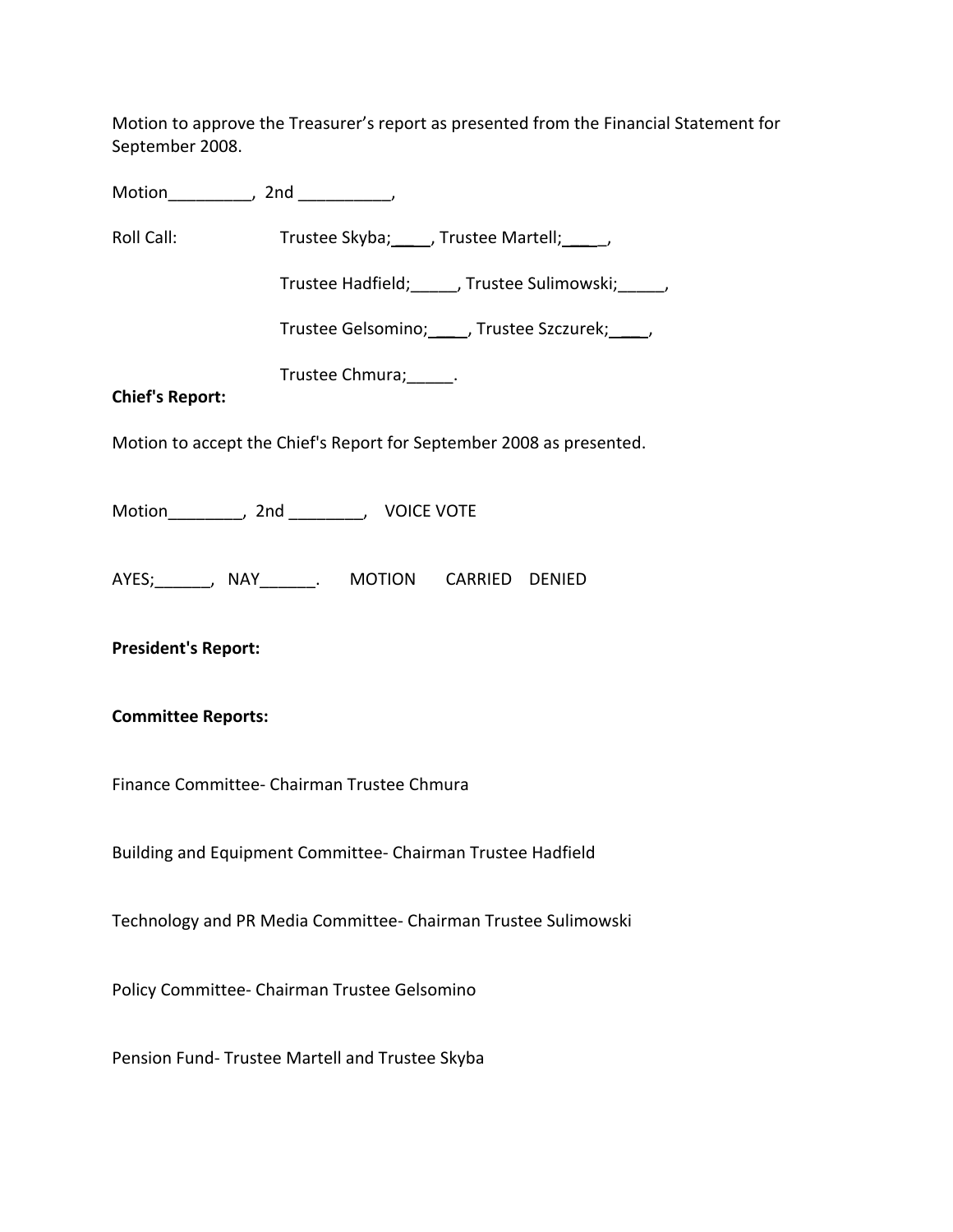Motion to approve the Treasurer's report as presented from the Financial Statement for September 2008.

Motion_________, 2nd __________,

Roll Call: Trustee Skyba;____, Trustee Martell;_____,

Trustee Hadfield;_____, Trustee Sulimowski;_____,

Trustee Gelsomino;____, Trustee Szczurek;____,

Trustee Chmura;_____.

**Chief's Report:**

Motion to accept the Chief's Report for September 2008 as presented.

Motion________, 2nd ________, VOICE VOTE

AYES;______, NAY______. MOTION CARRIED DENIED

**President's Report:**

**Committee Reports:**

Finance Committee- Chairman Trustee Chmura

Building and Equipment Committee- Chairman Trustee Hadfield

Technology and PR Media Committee- Chairman Trustee Sulimowski

Policy Committee- Chairman Trustee Gelsomino

Pension Fund- Trustee Martell and Trustee Skyba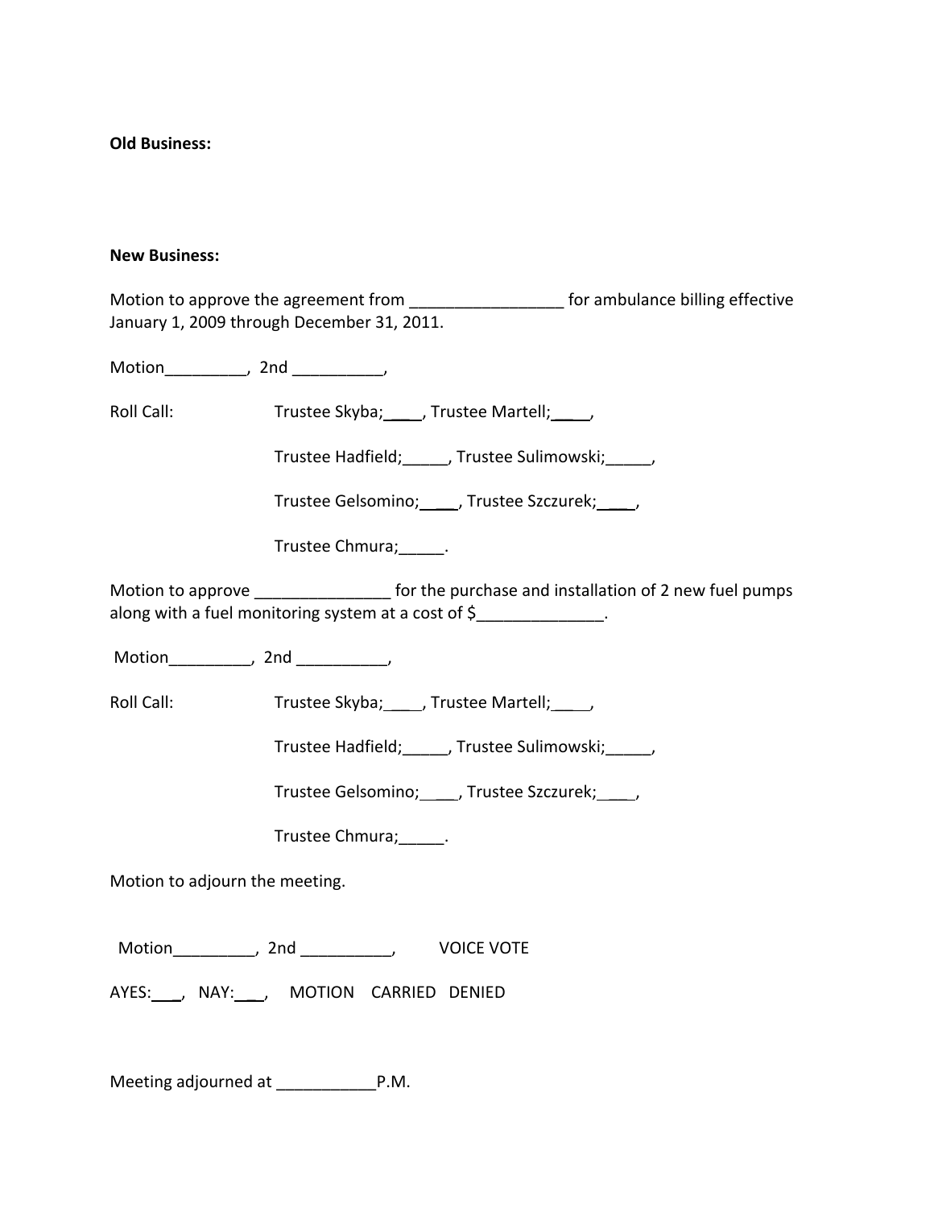**Old Business:**

**New Business:**

Motion to approve the agreement from _________________ for ambulance billing effective January 1, 2009 through December 31, 2011.

Motion_________, 2nd __________,

Roll Call: Trustee Skyba;____, Trustee Martell;____,

Trustee Hadfield;_____, Trustee Sulimowski;_____,

Trustee Gelsomino;____, Trustee Szczurek;____,

Trustee Chmura;_____.

Motion to approve _______________ for the purchase and installation of 2 new fuel pumps along with a fuel monitoring system at a cost of $______________.

Motion_________, 2nd __________,

Roll Call: Trustee Skyba;____, Trustee Martell;____,

Trustee Hadfield;_____, Trustee Sulimowski;_____,

Trustee Gelsomino;____, Trustee Szczurek;____,

Trustee Chmura;_____.

Motion to adjourn the meeting.

Motion_________, 2nd __________, VOICE VOTE

AYES:___, NAY:___, MOTION CARRIED DENIED

Meeting adjourned at ___________P.M.